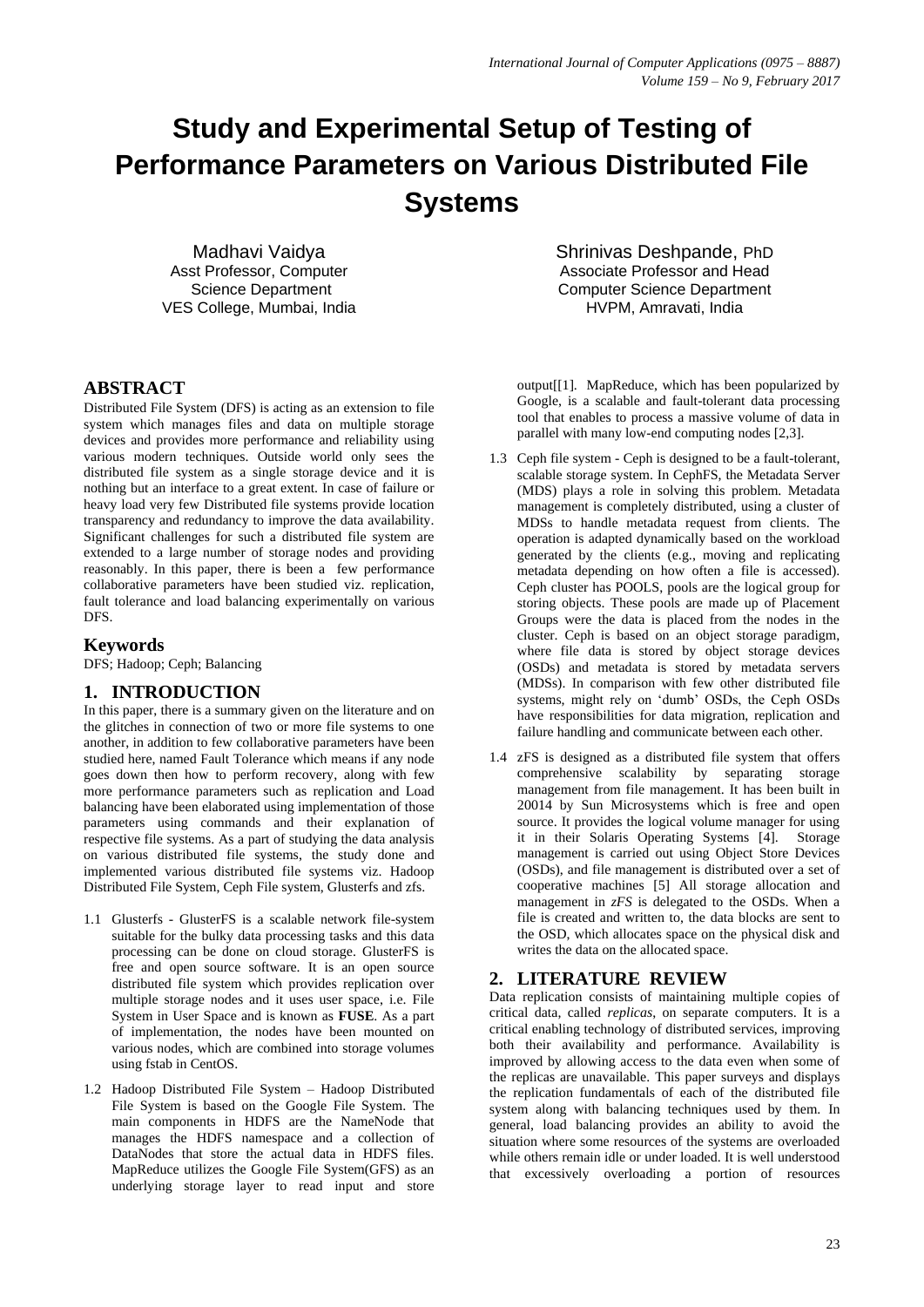// Study and Experimental Setup of Testing of Performance Parameters on Various Distributed File Systems

Madhavi Vaidya
Asst Professor, Computer Science Department
VES College, Mumbai, India

Shrinivas Deshpande, PhD
Associate Professor and Head
Computer Science Department
HVPM, Amravati, India

## ABSTRACT

Distributed File System (DFS) is acting as an extension to file system which manages files and data on multiple storage devices and provides more performance and reliability using various modern techniques. Outside world only sees the distributed file system as a single storage device and it is nothing but an interface to a great extent. In case of failure or heavy load very few Distributed file systems provide location transparency and redundancy to improve the data availability. Significant challenges for such a distributed file system are extended to a large number of storage nodes and providing reasonably. In this paper, there is been a few performance collaborative parameters have been studied viz. replication, fault tolerance and load balancing experimentally on various DFS.

## Keywords

DFS; Hadoop; Ceph; Balancing

## 1. INTRODUCTION

In this paper, there is a summary given on the literature and on the glitches in connection of two or more file systems to one another, in addition to few collaborative parameters have been studied here, named Fault Tolerance which means if any node goes down then how to perform recovery, along with few more performance parameters such as replication and Load balancing have been elaborated using implementation of those parameters using commands and their explanation of respective file systems. As a part of studying the data analysis on various distributed file systems, the study done and implemented various distributed file systems viz. Hadoop Distributed File System, Ceph File system, Glusterfs and zfs.

1.1 Glusterfs - GlusterFS is a scalable network file-system suitable for the bulky data processing tasks and this data processing can be done on cloud storage. GlusterFS is free and open source software. It is an open source distributed file system which provides replication over multiple storage nodes and it uses user space, i.e. File System in User Space and is known as **FUSE**. As a part of implementation, the nodes have been mounted on various nodes, which are combined into storage volumes using fstab in CentOS.

1.2 Hadoop Distributed File System – Hadoop Distributed File System is based on the Google File System. The main components in HDFS are the NameNode that manages the HDFS namespace and a collection of DataNodes that store the actual data in HDFS files. MapReduce utilizes the Google File System(GFS) as an underlying storage layer to read input and store output[[1]. MapReduce, which has been popularized by Google, is a scalable and fault-tolerant data processing tool that enables to process a massive volume of data in parallel with many low-end computing nodes [2,3].

1.3 Ceph file system - Ceph is designed to be a fault-tolerant, scalable storage system. In CephFS, the Metadata Server (MDS) plays a role in solving this problem. Metadata management is completely distributed, using a cluster of MDSs to handle metadata request from clients. The operation is adapted dynamically based on the workload generated by the clients (e.g., moving and replicating metadata depending on how often a file is accessed). Ceph cluster has POOLS, pools are the logical group for storing objects. These pools are made up of Placement Groups were the data is placed from the nodes in the cluster. Ceph is based on an object storage paradigm, where file data is stored by object storage devices (OSDs) and metadata is stored by metadata servers (MDSs). In comparison with few other distributed file systems, might rely on 'dumb' OSDs, the Ceph OSDs have responsibilities for data migration, replication and failure handling and communicate between each other.

1.4 zFS is designed as a distributed file system that offers comprehensive scalability by separating storage management from file management. It has been built in 20014 by Sun Microsystems which is free and open source. It provides the logical volume manager for using it in their Solaris Operating Systems [4]. Storage management is carried out using Object Store Devices (OSDs), and file management is distributed over a set of cooperative machines [5] All storage allocation and management in *zFS* is delegated to the OSDs. When a file is created and written to, the data blocks are sent to the OSD, which allocates space on the physical disk and writes the data on the allocated space.

## 2. LITERATURE REVIEW

Data replication consists of maintaining multiple copies of critical data, called *replicas*, on separate computers. It is a critical enabling technology of distributed services, improving both their availability and performance. Availability is improved by allowing access to the data even when some of the replicas are unavailable. This paper surveys and displays the replication fundamentals of each of the distributed file system along with balancing techniques used by them. In general, load balancing provides an ability to avoid the situation where some resources of the systems are overloaded while others remain idle or under loaded. It is well understood that excessively overloading a portion of resources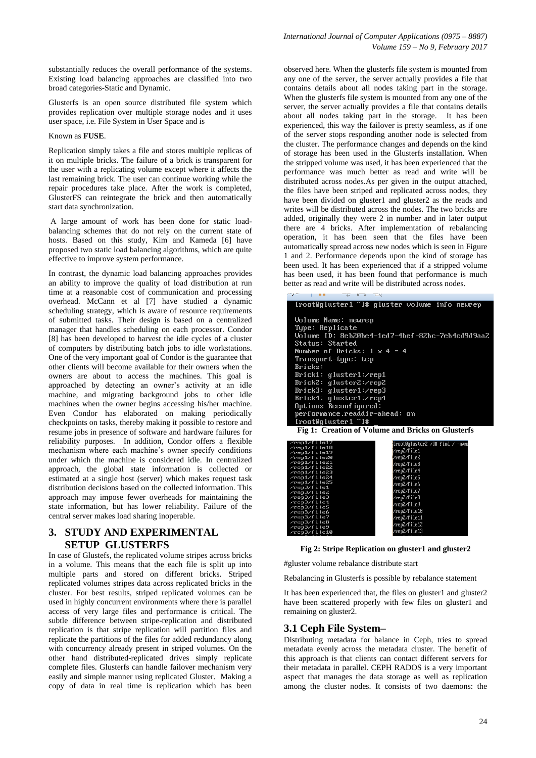substantially reduces the overall performance of the systems. Existing load balancing approaches are classified into two broad categories-Static and Dynamic.

Glusterfs is an open source distributed file system which provides replication over multiple storage nodes and it uses user space, i.e. File System in User Space and is

Known as **FUSE**.

Replication simply takes a file and stores multiple replicas of it on multiple bricks. The failure of a brick is transparent for the user with a replicating volume except where it affects the last remaining brick. The user can continue working while the repair procedures take place. After the work is completed, GlusterFS can reintegrate the brick and then automatically start data synchronization.

A large amount of work has been done for static load-balancing schemes that do not rely on the current state of hosts. Based on this study, Kim and Kameda [6] have proposed two static load balancing algorithms, which are quite effective to improve system performance.

In contrast, the dynamic load balancing approaches provides an ability to improve the quality of load distribution at run time at a reasonable cost of communication and processing overhead. McCann et al [7] have studied a dynamic scheduling strategy, which is aware of resource requirements of submitted tasks. Their design is based on a centralized manager that handles scheduling on each processor. Condor [8] has been developed to harvest the idle cycles of a cluster of computers by distributing batch jobs to idle workstations. One of the very important goal of Condor is the guarantee that other clients will become available for their owners when the owners are about to access the machines. This goal is approached by detecting an owner's activity at an idle machine, and migrating background jobs to other idle machines when the owner begins accessing his/her machine. Even Condor has elaborated on making periodically checkpoints on tasks, thereby making it possible to restore and resume jobs in presence of software and hardware failures for reliability purposes. In addition, Condor offers a flexible mechanism where each machine's owner specify conditions under which the machine is considered idle. In centralized approach, the global state information is collected or estimated at a single host (server) which makes request task distribution decisions based on the collected information. This approach may impose fewer overheads for maintaining the state information, but has lower reliability. Failure of the central server makes load sharing inoperable.

## 3. STUDY AND EXPERIMENTAL SETUP GLUSTERFS

In case of Glustefs, the replicated volume stripes across bricks in a volume. This means that the each file is split up into multiple parts and stored on different bricks. Striped replicated volumes stripes data across replicated bricks in the cluster. For best results, striped replicated volumes can be used in highly concurrent environments where there is parallel access of very large files and performance is critical. The subtle difference between stripe-replication and distributed replication is that stripe replication will partition files and replicate the partitions of the files for added redundancy along with concurrency already present in striped volumes. On the other hand distributed-replicated drives simply replicate complete files. Glusterfs can handle failover mechanism very easily and simple manner using replicated Gluster. Making a copy of data in real time is replication which has been observed here. When the glusterfs file system is mounted from any one of the server, the server actually provides a file that contains details about all nodes taking part in the storage. When the glusterfs file system is mounted from any one of the server, the server actually provides a file that contains details about all nodes taking part in the storage. It has been experienced, this way the failover is pretty seamless, as if one of the server stops responding another node is selected from the cluster. The performance changes and depends on the kind of storage has been used in the Glusterfs installation. When the stripped volume was used, it has been experienced that the performance was much better as read and write will be distributed across nodes.As per given in the output attached, the files have been striped and replicated across nodes, they have been divided on gluster1 and gluster2 as the reads and writes will be distributed across the nodes. The two bricks are added, originally they were 2 in number and in later output there are 4 bricks. After implementation of rebalancing operation, it has been seen that the files have been automatically spread across new nodes which is seen in Figure 1 and 2. Performance depends upon the kind of storage has been used. It has been experienced that if a stripped volume has been used, it has been found that performance is much better as read and write will be distributed across nodes.

```
[root@gluster1 ~]# gluster volume info newrep

Volume Name: newrep
Type: Replicate
Volume ID: 8eb20be4-1ed7-4bef-82bc-7eb4cd9d9aa2
Status: Started
Number of Bricks: 1 x 4 = 4
Transport-type: tcp
Bricks:
Brick1: gluster1:/rep1
Brick2: gluster2:/rep2
Brick3: gluster1:/rep3
Brick4: gluster1:/rep4
Options Reconfigured:
performance.readdir-ahead: on
[root@gluster1 ~]#
```

**Fig 1: Creation of Volume and Bricks on Glusterfs**

```
/rep1/file17
/rep1/file18
/rep1/file19
/rep1/file20
/rep1/file21
/rep1/file22
/rep1/file23
/rep1/file24
/rep1/file25
/rep3/file1
/rep3/file2
/rep3/file3
/rep3/file4
/rep3/file5
/rep3/file6
/rep3/file7
/rep3/file8
/rep3/file9
/rep3/file10
```

```
[root@gluster2 /]# find / -name
/rep2/file1
/rep2/file2
/rep2/file3
/rep2/file4
/rep2/file5
/rep2/file6
/rep2/file7
/rep2/file8
/rep2/file9
/rep2/file10
/rep2/file11
/rep2/file12
/rep2/file13
```

**Fig 2: Stripe Replication on gluster1 and gluster2**

#gluster volume rebalance distribute start

Rebalancing in Glusterfs is possible by rebalance statement

It has been experienced that, the files on gluster1 and gluster2 have been scattered properly with few files on gluster1 and remaining on gluster2.

## 3.1 Ceph File System–

Distributing metadata for balance in Ceph, tries to spread metadata evenly across the metadata cluster. The benefit of this approach is that clients can contact different servers for their metadata in parallel. CEPH RADOS is a very important aspect that manages the data storage as well as replication among the cluster nodes. It consists of two daemons: the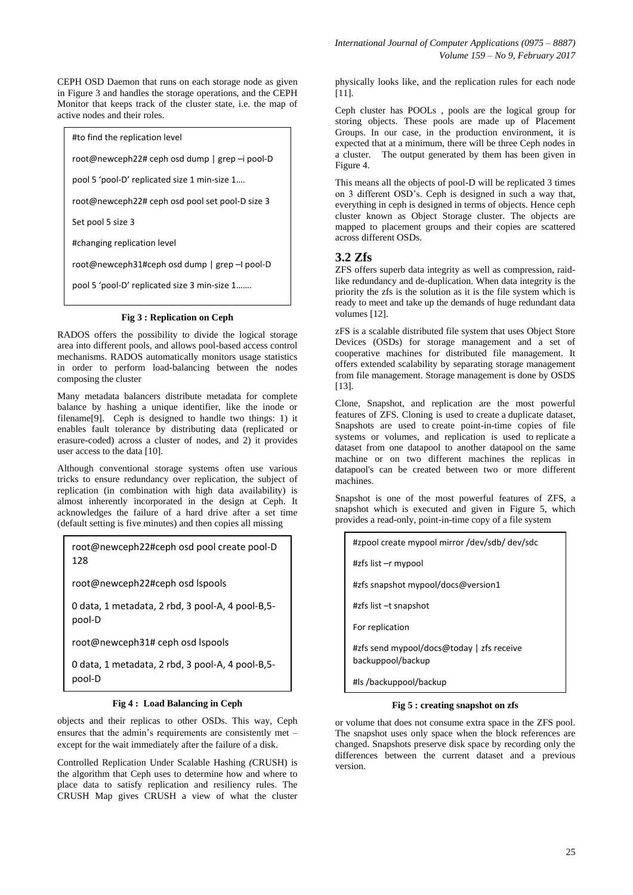CEPH OSD Daemon that runs on each storage node as given in Figure 3 and handles the storage operations, and the CEPH Monitor that keeps track of the cluster state, i.e. the map of active nodes and their roles.

```
#to find the replication level
root@newceph22# ceph osd dump | grep –i pool-D
pool 5 'pool-D' replicated size 1 min-size 1….
root@newceph22# ceph osd pool set pool-D size 3
Set pool 5 size 3
#changing replication level
root@newceph31#ceph osd dump | grep –I pool-D
pool 5 'pool-D' replicated size 3 min-size 1…….
```

**Fig 3 : Replication on Ceph**

RADOS offers the possibility to divide the logical storage area into different pools, and allows pool-based access control mechanisms. RADOS automatically monitors usage statistics in order to perform load-balancing between the nodes composing the cluster

Many metadata balancers distribute metadata for complete balance by hashing a unique identifier, like the inode or filename[9]. Ceph is designed to handle two things: 1) it enables fault tolerance by distributing data (replicated or erasure-coded) across a cluster of nodes, and 2) it provides user access to the data [10].

Although conventional storage systems often use various tricks to ensure redundancy over replication, the subject of replication (in combination with high data availability) is almost inherently incorporated in the design at Ceph. It acknowledges the failure of a hard drive after a set time (default setting is five minutes) and then copies all missing objects and their replicas to other OSDs. This way, Ceph ensures that the admin's requirements are consistently met – except for the wait immediately after the failure of a disk.

```
root@newceph22#ceph osd pool create pool-D 128
root@newceph22#ceph osd lspools
0 data, 1 metadata, 2 rbd, 3 pool-A, 4 pool-B,5-pool-D
root@newceph31# ceph osd lspools
0 data, 1 metadata, 2 rbd, 3 pool-A, 4 pool-B,5-pool-D
```

**Fig 4 : Load Balancing in Ceph**

Controlled Replication Under Scalable Hashing (CRUSH) is the algorithm that Ceph uses to determine how and where to place data to satisfy replication and resiliency rules. The CRUSH Map gives CRUSH a view of what the cluster physically looks like, and the replication rules for each node [11].

Ceph cluster has POOLs , pools are the logical group for storing objects. These pools are made up of Placement Groups. In our case, in the production environment, it is expected that at a minimum, there will be three Ceph nodes in a cluster. The output generated by them has been given in Figure 4.

This means all the objects of pool-D will be replicated 3 times on 3 different OSD's. Ceph is designed in such a way that, everything in ceph is designed in terms of objects. Hence ceph cluster known as Object Storage cluster. The objects are mapped to placement groups and their copies are scattered across different OSDs.

## 3.2 Zfs

ZFS offers superb data integrity as well as compression, raid-like redundancy and de-duplication. When data integrity is the priority the zfs is the solution as it is the file system which is ready to meet and take up the demands of huge redundant data volumes [12].

zFS is a scalable distributed file system that uses Object Store Devices (OSDs) for storage management and a set of cooperative machines for distributed file management. It offers extended scalability by separating storage management from file management. Storage management is done by OSDS [13].

Clone, Snapshot, and replication are the most powerful features of ZFS. Cloning is used to create a duplicate dataset, Snapshots are used to create point-in-time copies of file systems or volumes, and replication is used to replicate a dataset from one datapool to another datapool on the same machine or on two different machines the replicas in datapool's can be created between two or more different machines.

Snapshot is one of the most powerful features of ZFS, a snapshot which is executed and given in Figure 5, which provides a read-only, point-in-time copy of a file system or volume that does not consume extra space in the ZFS pool. The snapshot uses only space when the block references are changed. Snapshots preserve disk space by recording only the differences between the current dataset and a previous version.

```
#zpool create mypool mirror /dev/sdb/ dev/sdc
#zfs list –r mypool
#zfs snapshot mypool/docs@version1
#zfs list –t snapshot
For replication
#zfs send mypool/docs@today | zfs receive backuppool/backup
#ls /backuppool/backup
```

**Fig 5 : creating snapshot on zfs**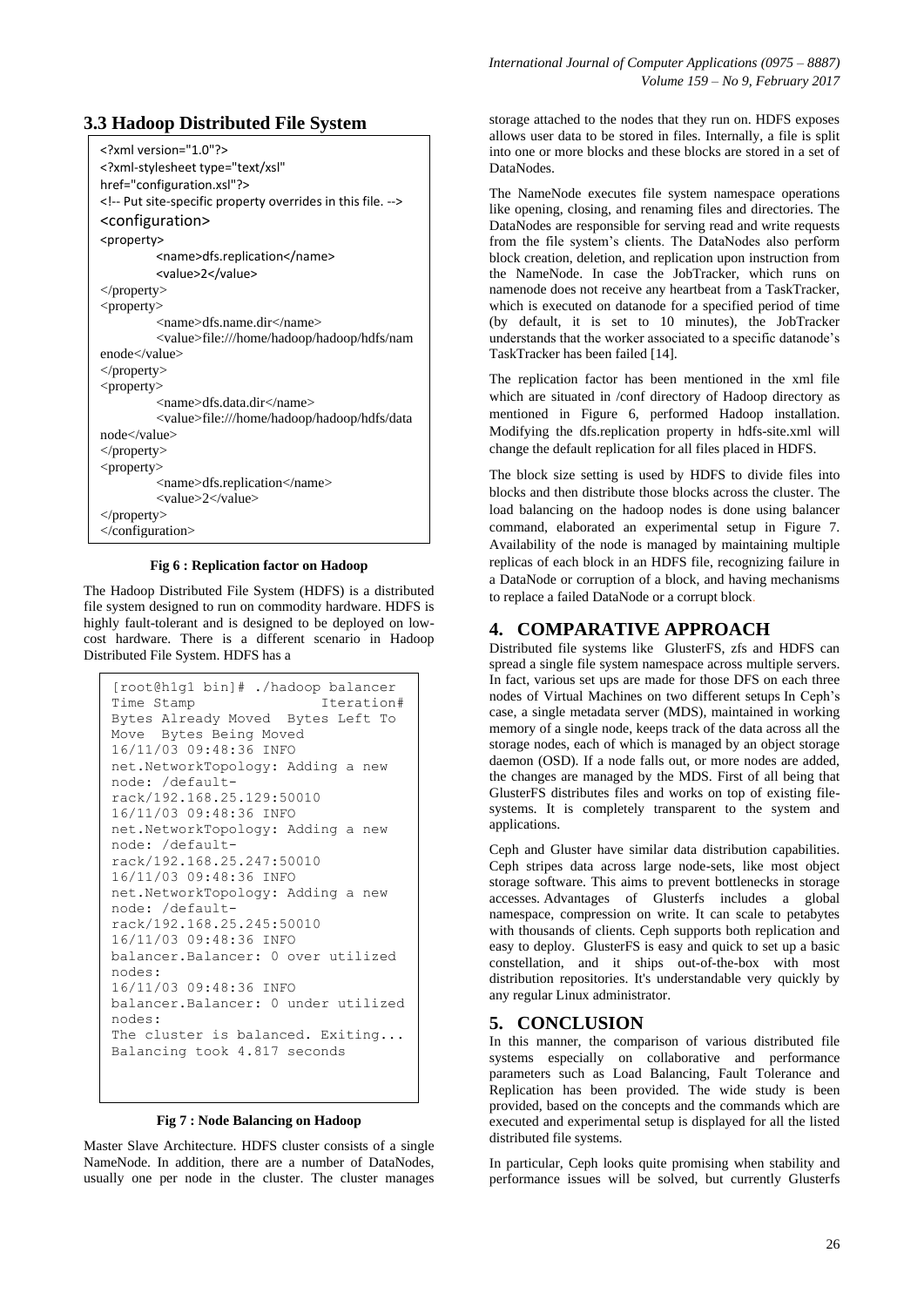## 3.3 Hadoop Distributed File System

```
<?xml version="1.0"?>
<?xml-stylesheet type="text/xsl"
href="configuration.xsl"?>
<!-- Put site-specific property overrides in this file. -->
<configuration>
<property>
        <name>dfs.replication</name>
        <value>2</value>
</property>
<property>
        <name>dfs.name.dir</name>
        <value>file:///home/hadoop/hadoop/hdfs/nam
enode</value>
</property>
<property>
        <name>dfs.data.dir</name>
        <value>file:///home/hadoop/hadoop/hdfs/data
node</value>
</property>
<property>
        <name>dfs.replication</name>
        <value>2</value>
</property>
</configuration>
```

**Fig 6 : Replication factor on Hadoop**

The Hadoop Distributed File System (HDFS) is a distributed file system designed to run on commodity hardware. HDFS is highly fault-tolerant and is designed to be deployed on low-cost hardware. There is a different scenario in Hadoop Distributed File System. HDFS has a

```
[root@h1g1 bin]# ./hadoop balancer
Time Stamp                 Iteration#
Bytes Already Moved  Bytes Left To
Move  Bytes Being Moved
16/11/03 09:48:36 INFO
net.NetworkTopology: Adding a new
node: /default-
rack/192.168.25.129:50010
16/11/03 09:48:36 INFO
net.NetworkTopology: Adding a new
node: /default-
rack/192.168.25.247:50010
16/11/03 09:48:36 INFO
net.NetworkTopology: Adding a new
node: /default-
rack/192.168.25.245:50010
16/11/03 09:48:36 INFO
balancer.Balancer: 0 over utilized
nodes:
16/11/03 09:48:36 INFO
balancer.Balancer: 0 under utilized
nodes:
The cluster is balanced. Exiting...
Balancing took 4.817 seconds
```

**Fig 7 : Node Balancing on Hadoop**

Master Slave Architecture. HDFS cluster consists of a single NameNode. In addition, there are a number of DataNodes, usually one per node in the cluster. The cluster manages storage attached to the nodes that they run on. HDFS exposes allows user data to be stored in files. Internally, a file is split into one or more blocks and these blocks are stored in a set of DataNodes.

The NameNode executes file system namespace operations like opening, closing, and renaming files and directories. The DataNodes are responsible for serving read and write requests from the file system's clients. The DataNodes also perform block creation, deletion, and replication upon instruction from the NameNode. In case the JobTracker, which runs on namenode does not receive any heartbeat from a TaskTracker, which is executed on datanode for a specified period of time (by default, it is set to 10 minutes), the JobTracker understands that the worker associated to a specific datanode's TaskTracker has been failed [14].

The replication factor has been mentioned in the xml file which are situated in /conf directory of Hadoop directory as mentioned in Figure 6, performed Hadoop installation. Modifying the dfs.replication property in hdfs-site.xml will change the default replication for all files placed in HDFS.

The block size setting is used by HDFS to divide files into blocks and then distribute those blocks across the cluster. The load balancing on the hadoop nodes is done using balancer command, elaborated an experimental setup in Figure 7. Availability of the node is managed by maintaining multiple replicas of each block in an HDFS file, recognizing failure in a DataNode or corruption of a block, and having mechanisms to replace a failed DataNode or a corrupt block.

# 4. COMPARATIVE APPROACH

Distributed file systems like GlusterFS, zfs and HDFS can spread a single file system namespace across multiple servers. In fact, various set ups are made for those DFS on each three nodes of Virtual Machines on two different setups In Ceph's case, a single metadata server (MDS), maintained in working memory of a single node, keeps track of the data across all the storage nodes, each of which is managed by an object storage daemon (OSD). If a node falls out, or more nodes are added, the changes are managed by the MDS. First of all being that GlusterFS distributes files and works on top of existing file-systems. It is completely transparent to the system and applications.

Ceph and Gluster have similar data distribution capabilities. Ceph stripes data across large node-sets, like most object storage software. This aims to prevent bottlenecks in storage accesses. Advantages of Glusterfs includes a global namespace, compression on write. It can scale to petabytes with thousands of clients. Ceph supports both replication and easy to deploy. GlusterFS is easy and quick to set up a basic constellation, and it ships out-of-the-box with most distribution repositories. It's understandable very quickly by any regular Linux administrator.

# 5. CONCLUSION

In this manner, the comparison of various distributed file systems especially on collaborative and performance parameters such as Load Balancing, Fault Tolerance and Replication has been provided. The wide study is been provided, based on the concepts and the commands which are executed and experimental setup is displayed for all the listed distributed file systems.

In particular, Ceph looks quite promising when stability and performance issues will be solved, but currently Glusterfs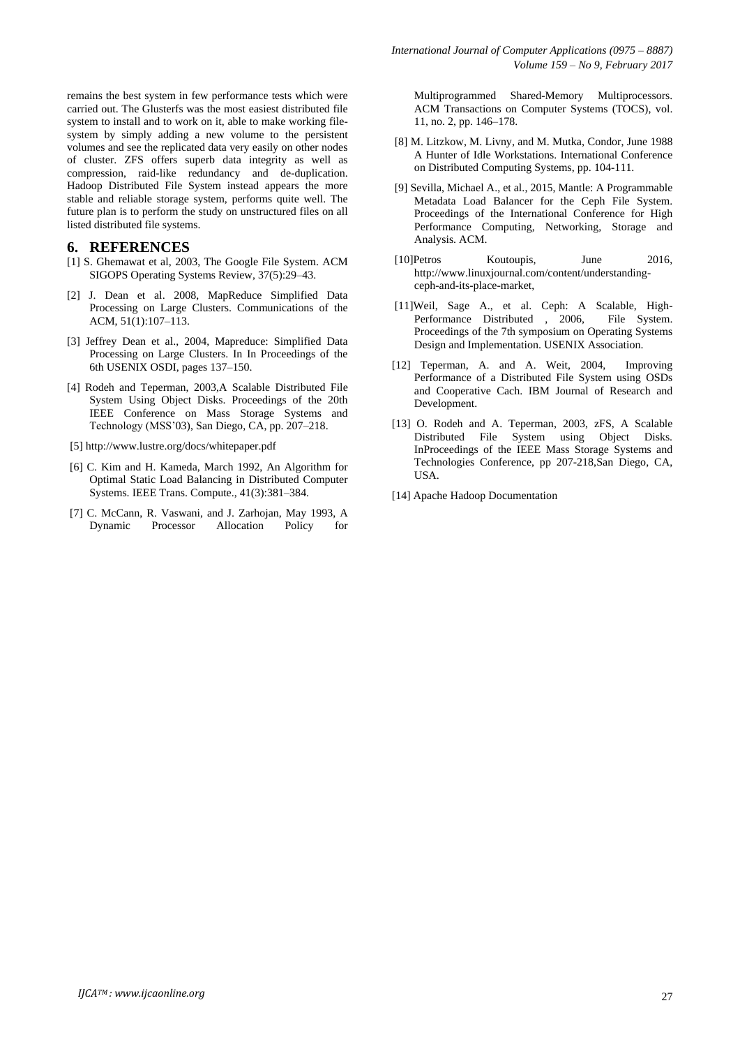remains the best system in few performance tests which were carried out. The Glusterfs was the most easiest distributed file system to install and to work on it, able to make working file-system by simply adding a new volume to the persistent volumes and see the replicated data very easily on other nodes of cluster. ZFS offers superb data integrity as well as compression, raid-like redundancy and de-duplication. Hadoop Distributed File System instead appears the more stable and reliable storage system, performs quite well. The future plan is to perform the study on unstructured files on all listed distributed file systems.

## 6. REFERENCES

[1] S. Ghemawat et al, 2003, The Google File System. ACM SIGOPS Operating Systems Review, 37(5):29–43.

[2] J. Dean et al. 2008, MapReduce Simplified Data Processing on Large Clusters. Communications of the ACM, 51(1):107–113.

[3] Jeffrey Dean et al., 2004, Mapreduce: Simplified Data Processing on Large Clusters. In In Proceedings of the 6th USENIX OSDI, pages 137–150.

[4] Rodeh and Teperman, 2003,A Scalable Distributed File System Using Object Disks. Proceedings of the 20th IEEE Conference on Mass Storage Systems and Technology (MSS'03), San Diego, CA, pp. 207–218.

[5] http://www.lustre.org/docs/whitepaper.pdf

[6] C. Kim and H. Kameda, March 1992, An Algorithm for Optimal Static Load Balancing in Distributed Computer Systems. IEEE Trans. Compute., 41(3):381–384.

[7] C. McCann, R. Vaswani, and J. Zarhojan, May 1993, A Dynamic Processor Allocation Policy for Multiprogrammed Shared-Memory Multiprocessors. ACM Transactions on Computer Systems (TOCS), vol. 11, no. 2, pp. 146–178.

[8] M. Litzkow, M. Livny, and M. Mutka, Condor, June 1988 A Hunter of Idle Workstations. International Conference on Distributed Computing Systems, pp. 104-111.

[9] Sevilla, Michael A., et al., 2015, Mantle: A Programmable Metadata Load Balancer for the Ceph File System. Proceedings of the International Conference for High Performance Computing, Networking, Storage and Analysis. ACM.

[10]Petros Koutoupis, June 2016, http://www.linuxjournal.com/content/understanding-ceph-and-its-place-market,

[11]Weil, Sage A., et al. Ceph: A Scalable, High-Performance Distributed , 2006, File System. Proceedings of the 7th symposium on Operating Systems Design and Implementation. USENIX Association.

[12] Teperman, A. and A. Weit, 2004, Improving Performance of a Distributed File System using OSDs and Cooperative Cach. IBM Journal of Research and Development.

[13] O. Rodeh and A. Teperman, 2003, zFS, A Scalable Distributed File System using Object Disks. InProceedings of the IEEE Mass Storage Systems and Technologies Conference, pp 207-218,San Diego, CA, USA.

[14] Apache Hadoop Documentation